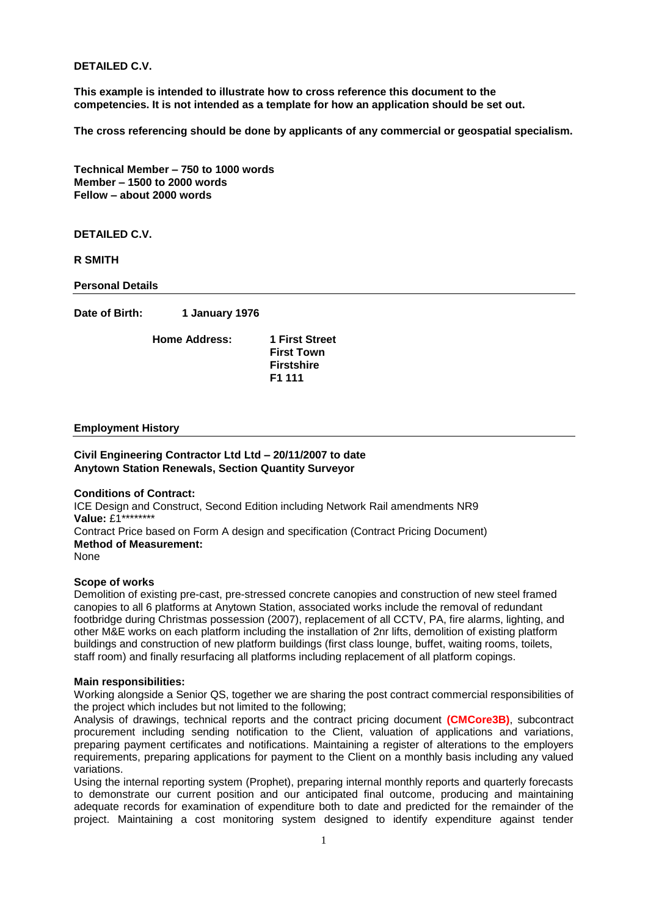**DETAILED C.V.**

**This example is intended to illustrate how to cross reference this document to the competencies. It is not intended as a template for how an application should be set out.**

**The cross referencing should be done by applicants of any commercial or geospatial specialism.**

**Technical Member – 750 to 1000 words**
**Member – 1500 to 2000 words**
**Fellow – about 2000 words**

**DETAILED C.V.**

**R SMITH**

## Personal Details

**Date of Birth:** **1 January 1976**

**Home Address:** **1 First Street**
**First Town**
**Firstshire**
**F1 111**

## Employment History

**Civil Engineering Contractor Ltd Ltd – 20/11/2007 to date**
**Anytown Station Renewals, Section Quantity Surveyor**

**Conditions of Contract:**
ICE Design and Construct, Second Edition including Network Rail amendments NR9
**Value:** £1********
Contract Price based on Form A design and specification (Contract Pricing Document)
**Method of Measurement:**
None

**Scope of works**
Demolition of existing pre-cast, pre-stressed concrete canopies and construction of new steel framed canopies to all 6 platforms at Anytown Station, associated works include the removal of redundant footbridge during Christmas possession (2007), replacement of all CCTV, PA, fire alarms, lighting, and other M&E works on each platform including the installation of 2nr lifts, demolition of existing platform buildings and construction of new platform buildings (first class lounge, buffet, waiting rooms, toilets, staff room) and finally resurfacing all platforms including replacement of all platform copings.

**Main responsibilities:**
Working alongside a Senior QS, together we are sharing the post contract commercial responsibilities of the project which includes but not limited to the following;
Analysis of drawings, technical reports and the contract pricing document **(CMCore3B)**, subcontract procurement including sending notification to the Client, valuation of applications and variations, preparing payment certificates and notifications. Maintaining a register of alterations to the employers requirements, preparing applications for payment to the Client on a monthly basis including any valued variations.
Using the internal reporting system (Prophet), preparing internal monthly reports and quarterly forecasts to demonstrate our current position and our anticipated final outcome, producing and maintaining adequate records for examination of expenditure both to date and predicted for the remainder of the project. Maintaining a cost monitoring system designed to identify expenditure against tender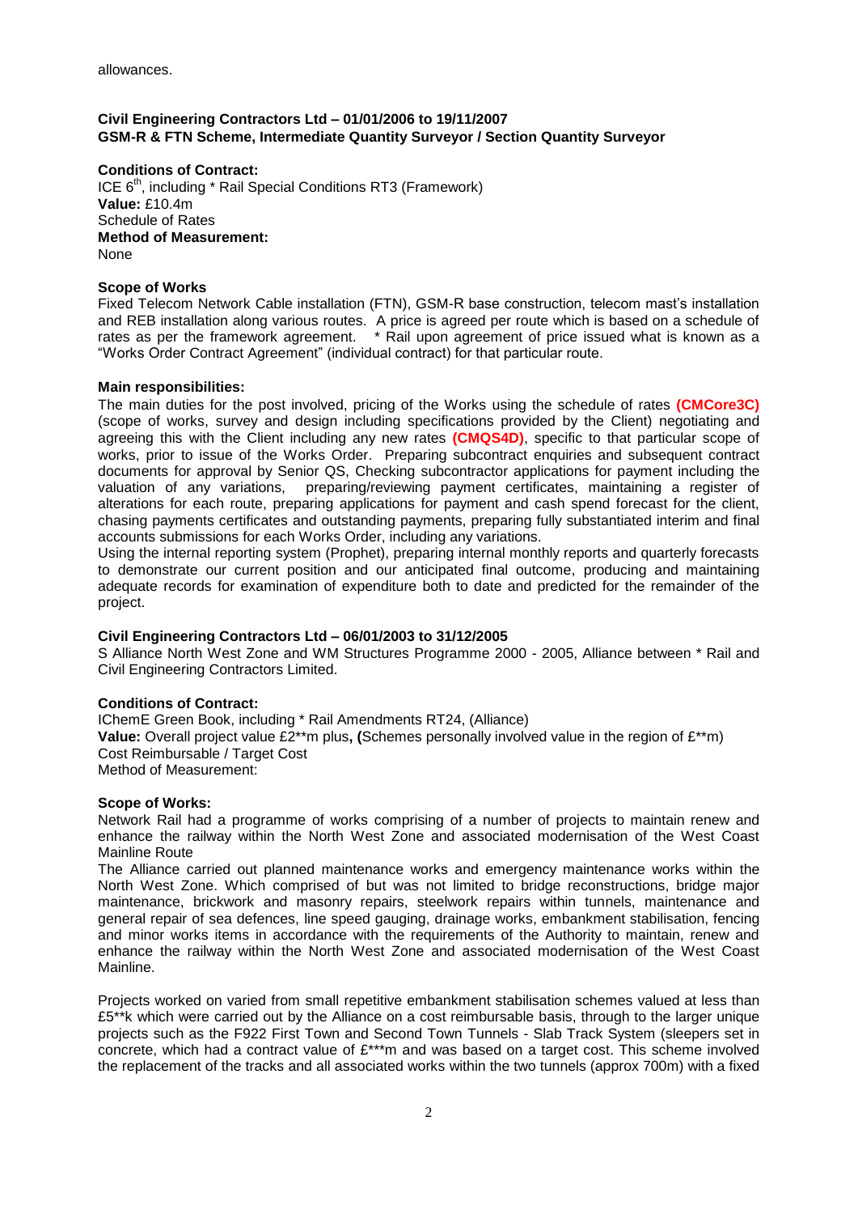allowances.

**Civil Engineering Contractors Ltd – 01/01/2006 to 19/11/2007**
**GSM-R & FTN Scheme, Intermediate Quantity Surveyor / Section Quantity Surveyor**

**Conditions of Contract:**
ICE 6th, including * Rail Special Conditions RT3 (Framework)
**Value:** £10.4m
Schedule of Rates
**Method of Measurement:**
None

**Scope of Works**
Fixed Telecom Network Cable installation (FTN), GSM-R base construction, telecom mast's installation and REB installation along various routes. A price is agreed per route which is based on a schedule of rates as per the framework agreement. * Rail upon agreement of price issued what is known as a "Works Order Contract Agreement" (individual contract) for that particular route.

**Main responsibilities:**
The main duties for the post involved, pricing of the Works using the schedule of rates **(CMCore3C)** (scope of works, survey and design including specifications provided by the Client) negotiating and agreeing this with the Client including any new rates **(CMQS4D)**, specific to that particular scope of works, prior to issue of the Works Order. Preparing subcontract enquiries and subsequent contract documents for approval by Senior QS, Checking subcontractor applications for payment including the valuation of any variations, preparing/reviewing payment certificates, maintaining a register of alterations for each route, preparing applications for payment and cash spend forecast for the client, chasing payments certificates and outstanding payments, preparing fully substantiated interim and final accounts submissions for each Works Order, including any variations.
Using the internal reporting system (Prophet), preparing internal monthly reports and quarterly forecasts to demonstrate our current position and our anticipated final outcome, producing and maintaining adequate records for examination of expenditure both to date and predicted for the remainder of the project.

**Civil Engineering Contractors Ltd – 06/01/2003 to 31/12/2005**
S Alliance North West Zone and WM Structures Programme 2000 - 2005, Alliance between * Rail and Civil Engineering Contractors Limited.

**Conditions of Contract:**
IChemE Green Book, including * Rail Amendments RT24, (Alliance)
**Value:** Overall project value £2**m plus**, (**Schemes personally involved value in the region of £**m)
Cost Reimbursable / Target Cost
Method of Measurement:

**Scope of Works:**
Network Rail had a programme of works comprising of a number of projects to maintain renew and enhance the railway within the North West Zone and associated modernisation of the West Coast Mainline Route
The Alliance carried out planned maintenance works and emergency maintenance works within the North West Zone. Which comprised of but was not limited to bridge reconstructions, bridge major maintenance, brickwork and masonry repairs, steelwork repairs within tunnels, maintenance and general repair of sea defences, line speed gauging, drainage works, embankment stabilisation, fencing and minor works items in accordance with the requirements of the Authority to maintain, renew and enhance the railway within the North West Zone and associated modernisation of the West Coast Mainline.

Projects worked on varied from small repetitive embankment stabilisation schemes valued at less than £5**k which were carried out by the Alliance on a cost reimbursable basis, through to the larger unique projects such as the F922 First Town and Second Town Tunnels - Slab Track System (sleepers set in concrete, which had a contract value of £***m and was based on a target cost. This scheme involved the replacement of the tracks and all associated works within the two tunnels (approx 700m) with a fixed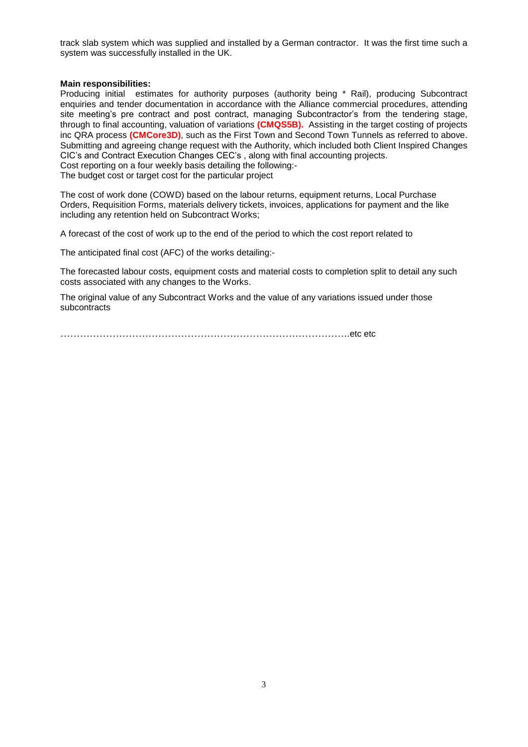track slab system which was supplied and installed by a German contractor. It was the first time such a system was successfully installed in the UK.

**Main responsibilities:**
Producing initial estimates for authority purposes (authority being * Rail), producing Subcontract enquiries and tender documentation in accordance with the Alliance commercial procedures, attending site meeting's pre contract and post contract, managing Subcontractor's from the tendering stage, through to final accounting, valuation of variations **(CMQS5B).** Assisting in the target costing of projects inc QRA process **(CMCore3D)**, such as the First Town and Second Town Tunnels as referred to above. Submitting and agreeing change request with the Authority, which included both Client Inspired Changes CIC's and Contract Execution Changes CEC's , along with final accounting projects.
Cost reporting on a four weekly basis detailing the following:-
The budget cost or target cost for the particular project

The cost of work done (COWD) based on the labour returns, equipment returns, Local Purchase Orders, Requisition Forms, materials delivery tickets, invoices, applications for payment and the like including any retention held on Subcontract Works;

A forecast of the cost of work up to the end of the period to which the cost report related to

The anticipated final cost (AFC) of the works detailing:-

The forecasted labour costs, equipment costs and material costs to completion split to detail any such costs associated with any changes to the Works.

The original value of any Subcontract Works and the value of any variations issued under those subcontracts

……………………………………………………………………………….etc etc